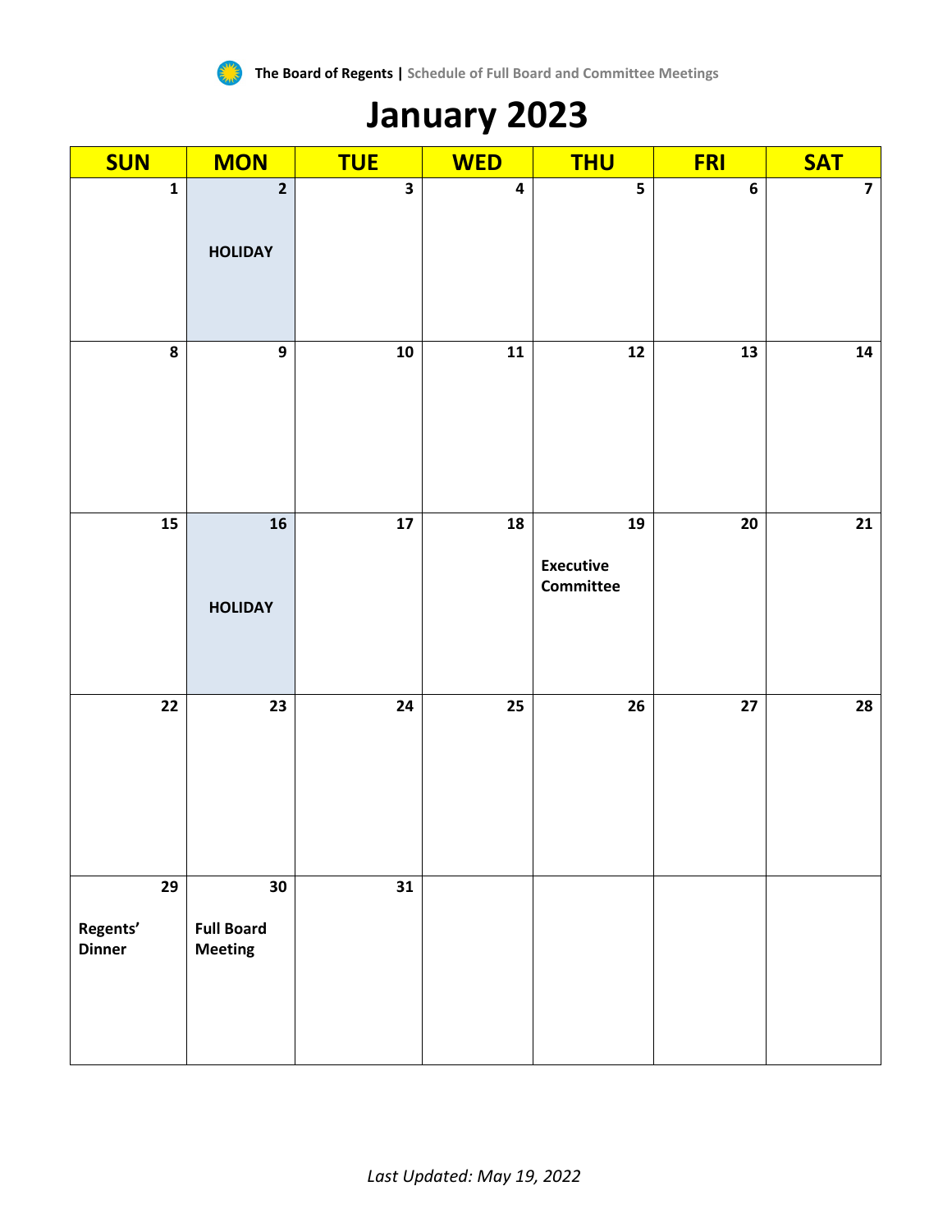The Board of Regents | Schedule of Full Board and Committee Meetings

# January 2023

| SUN | MON | TUE | WED | THU | FRI | SAT |
|---|---|---|---|---|---|---|
| 1 | 2 HOLIDAY | 3 | 4 | 5 | 6 | 7 |
| 8 | 9 | 10 | 11 | 12 | 13 | 14 |
| 15 | 16 HOLIDAY | 17 | 18 | 19 Executive Committee | 20 | 21 |
| 22 | 23 | 24 | 25 | 26 | 27 | 28 |
| 29 Regents' Dinner | 30 Full Board Meeting | 31 | | | | |

*Last Updated: May 19, 2022*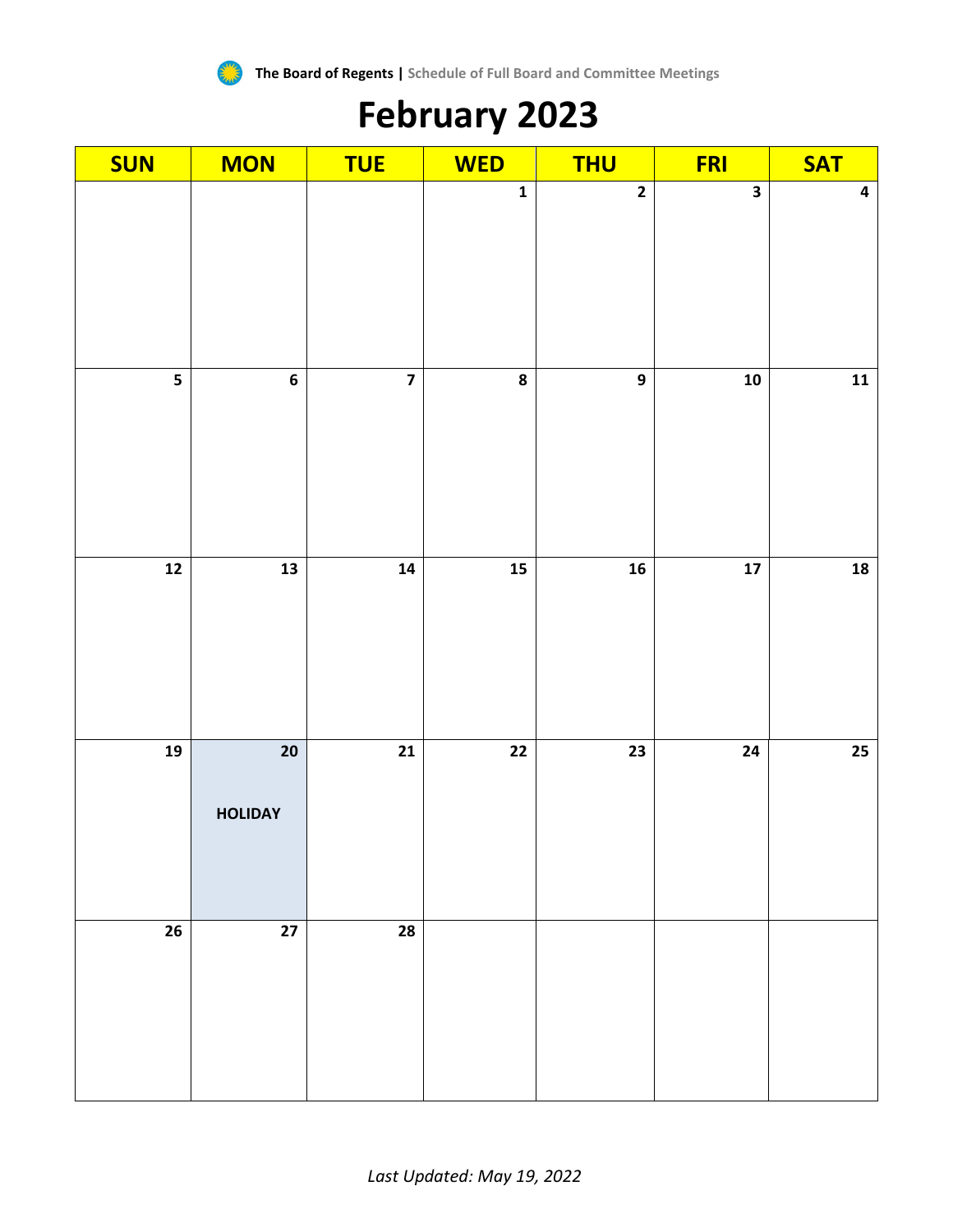The Board of Regents | Schedule of Full Board and Committee Meetings

# February 2023

| SUN | MON | TUE | WED | THU | FRI | SAT |
|---|---|---|---|---|---|---|
| | | | 1 | 2 | 3 | 4 |
| 5 | 6 | 7 | 8 | 9 | 10 | 11 |
| 12 | 13 | 14 | 15 | 16 | 17 | 18 |
| 19 | 20 HOLIDAY | 21 | 22 | 23 | 24 | 25 |
| 26 | 27 | 28 | | | | |

*Last Updated: May 19, 2022*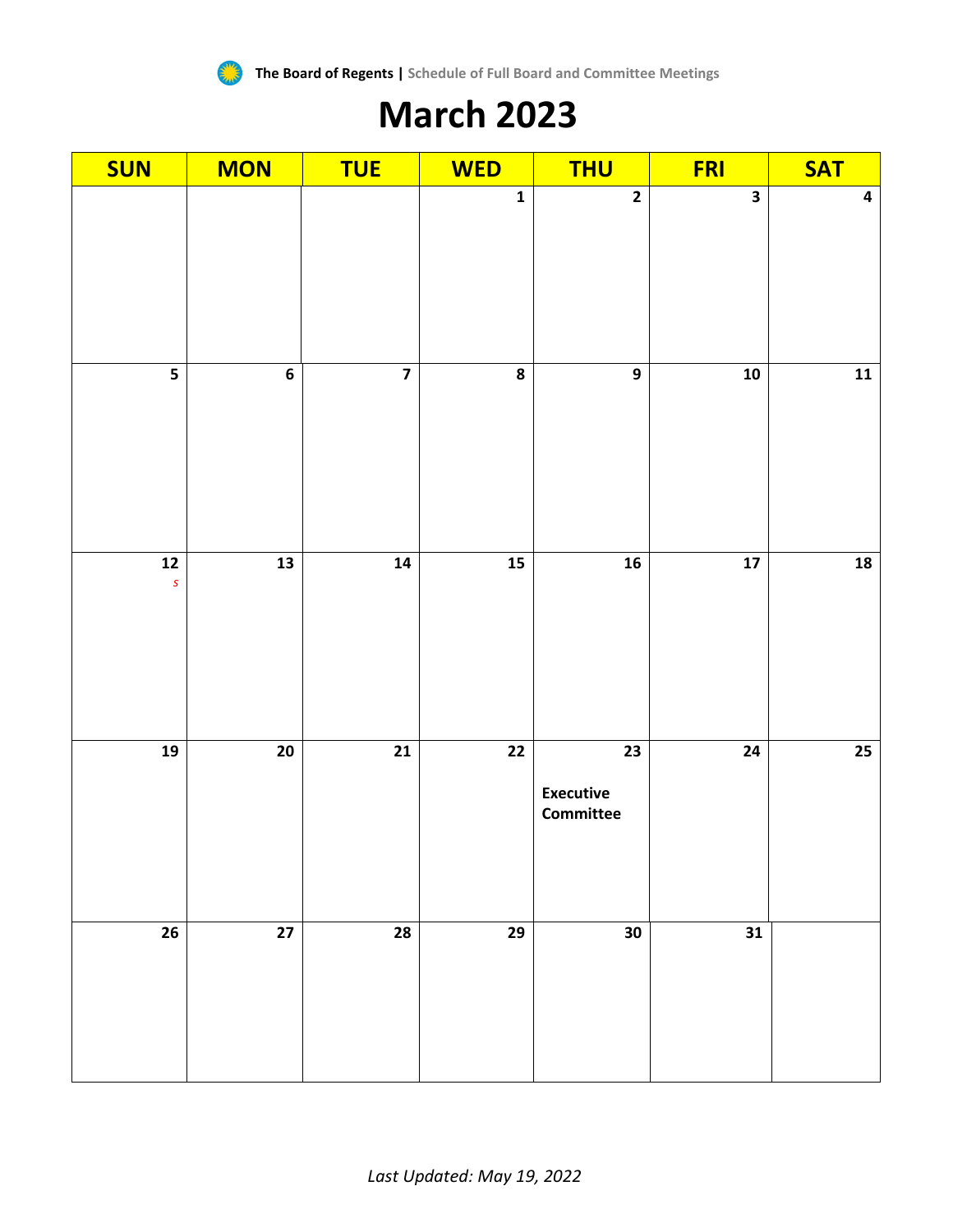**The Board of Regents |** Schedule of Full Board and Committee Meetings

# March 2023

| SUN | MON | TUE | WED | THU | FRI | SAT |
|---|---|---|---|---|---|---|
| | | | 1 | 2 | 3 | 4 |
| 5 | 6 | 7 | 8 | 9 | 10 | 11 |
| 12 *S* | 13 | 14 | 15 | 16 | 17 | 18 |
| 19 | 20 | 21 | 22 | 23 **Executive Committee** | 24 | 25 |
| 26 | 27 | 28 | 29 | 30 | 31 | |

*Last Updated: May 19, 2022*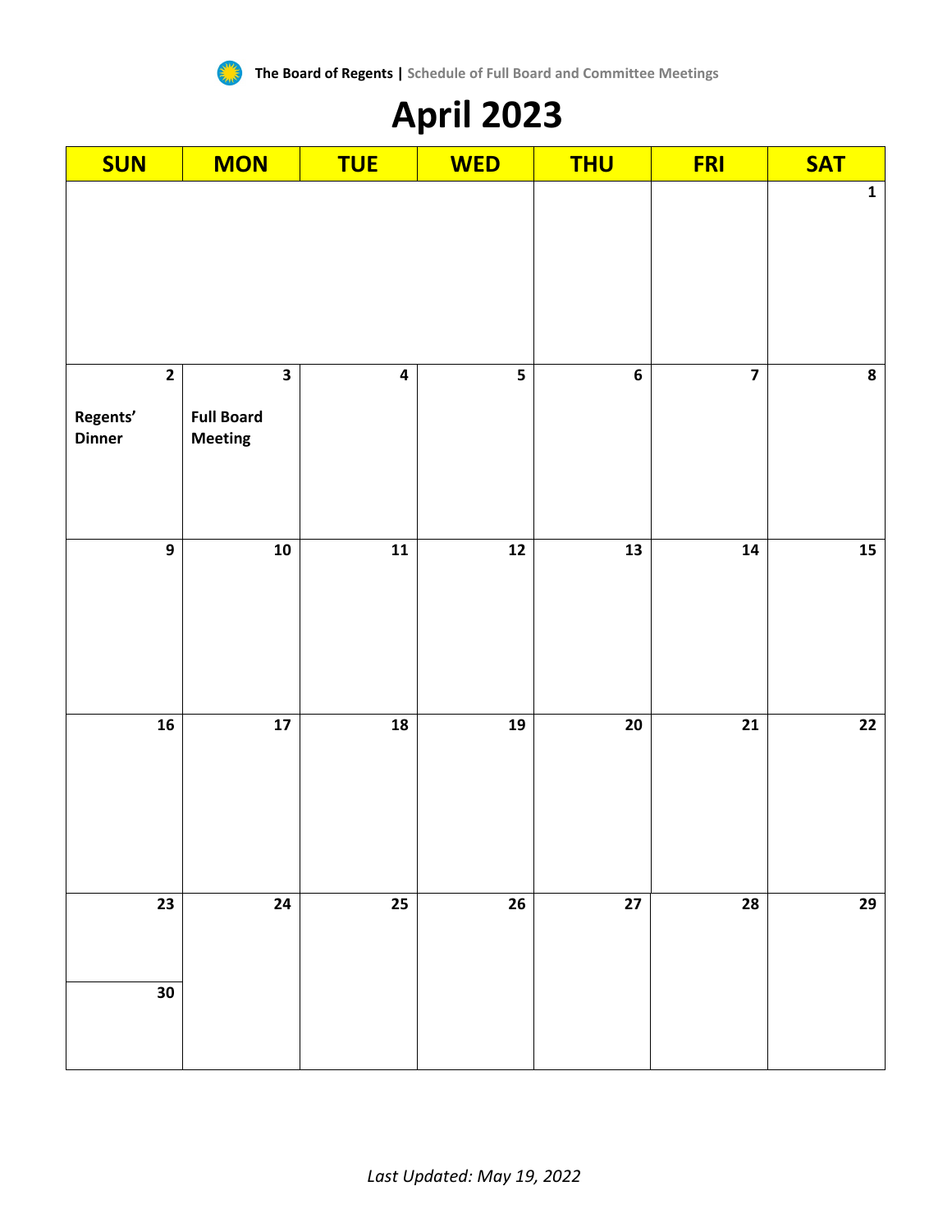**The Board of Regents |** Schedule of Full Board and Committee Meetings

# April 2023

| SUN | MON | TUE | WED | THU | FRI | SAT |
|---|---|---|---|---|---|---|
| | | | | | | 1 |
| 2<br><br>**Regents' Dinner** | 3<br><br>**Full Board Meeting** | 4 | 5 | 6 | 7 | 8 |
| 9 | 10 | 11 | 12 | 13 | 14 | 15 |
| 16 | 17 | 18 | 19 | 20 | 21 | 22 |
| 23 | 24 | 25 | 26 | 27 | 28 | 29 |
| 30 | | | | | | |

*Last Updated: May 19, 2022*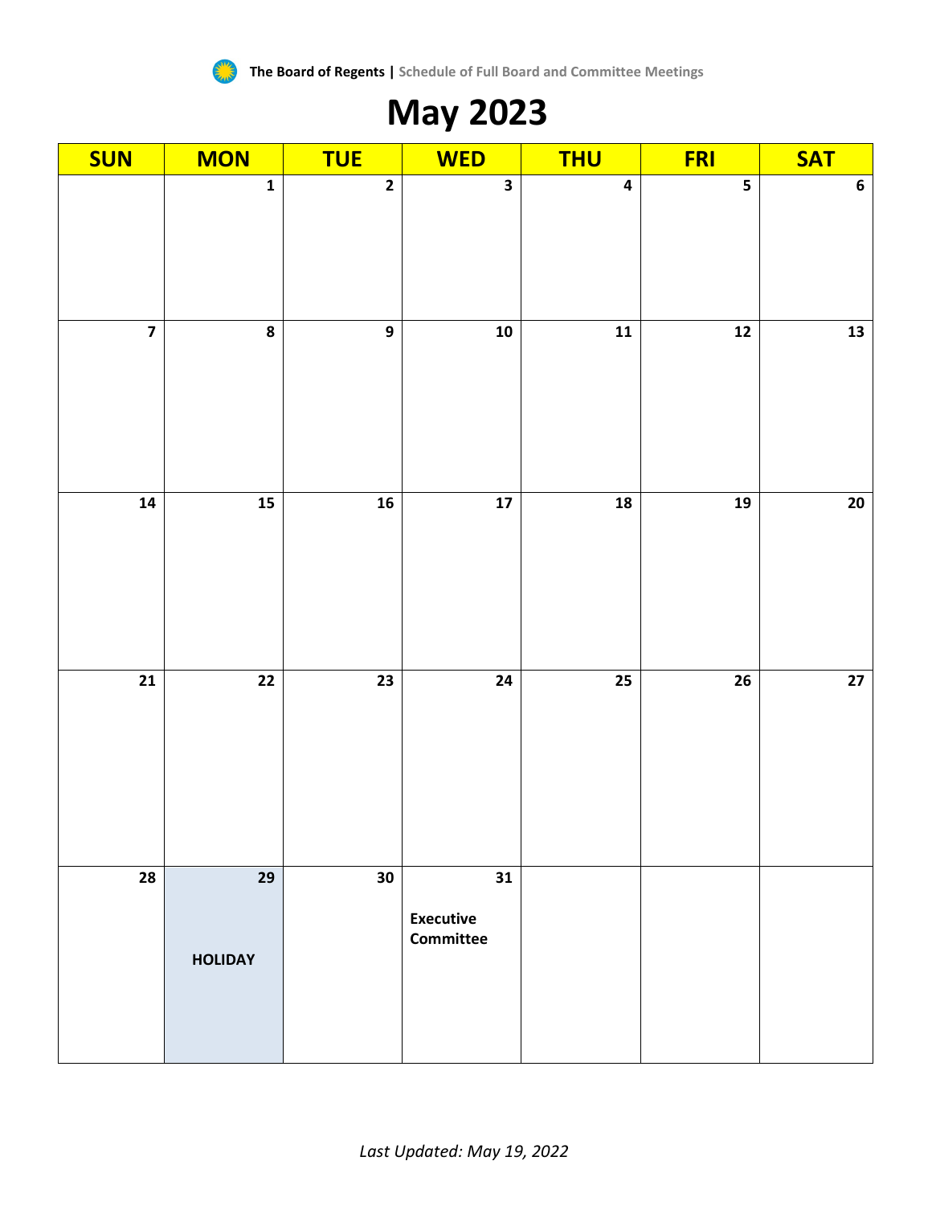**The Board of Regents |** Schedule of Full Board and Committee Meetings

# May 2023

| SUN | MON | TUE | WED | THU | FRI | SAT |
|---|---|---|---|---|---|---|
| | 1 | 2 | 3 | 4 | 5 | 6 |
| 7 | 8 | 9 | 10 | 11 | 12 | 13 |
| 14 | 15 | 16 | 17 | 18 | 19 | 20 |
| 21 | 22 | 23 | 24 | 25 | 26 | 27 |
| 28 | 29 **HOLIDAY** | 30 | 31 **Executive Committee** | | | |

*Last Updated: May 19, 2022*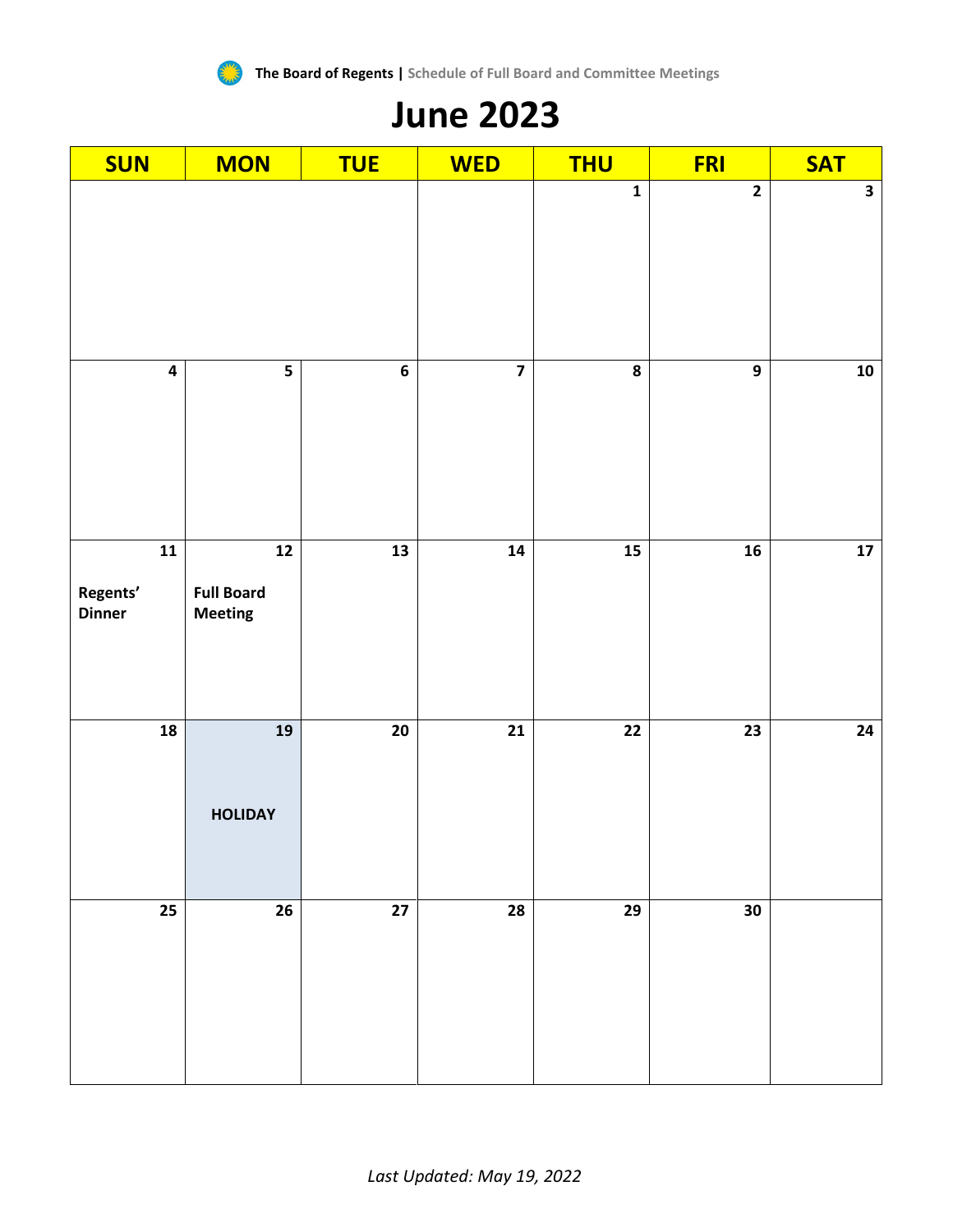**The Board of Regents |** Schedule of Full Board and Committee Meetings

# June 2023

| SUN | MON | TUE | WED | THU | FRI | SAT |
|---|---|---|---|---|---|---|
| | | | | 1 | 2 | 3 |
| 4 | 5 | 6 | 7 | 8 | 9 | 10 |
| 11<br>**Regents' Dinner** | 12<br>**Full Board Meeting** | 13 | 14 | 15 | 16 | 17 |
| 18 | 19<br>**HOLIDAY** | 20 | 21 | 22 | 23 | 24 |
| 25 | 26 | 27 | 28 | 29 | 30 | |

*Last Updated: May 19, 2022*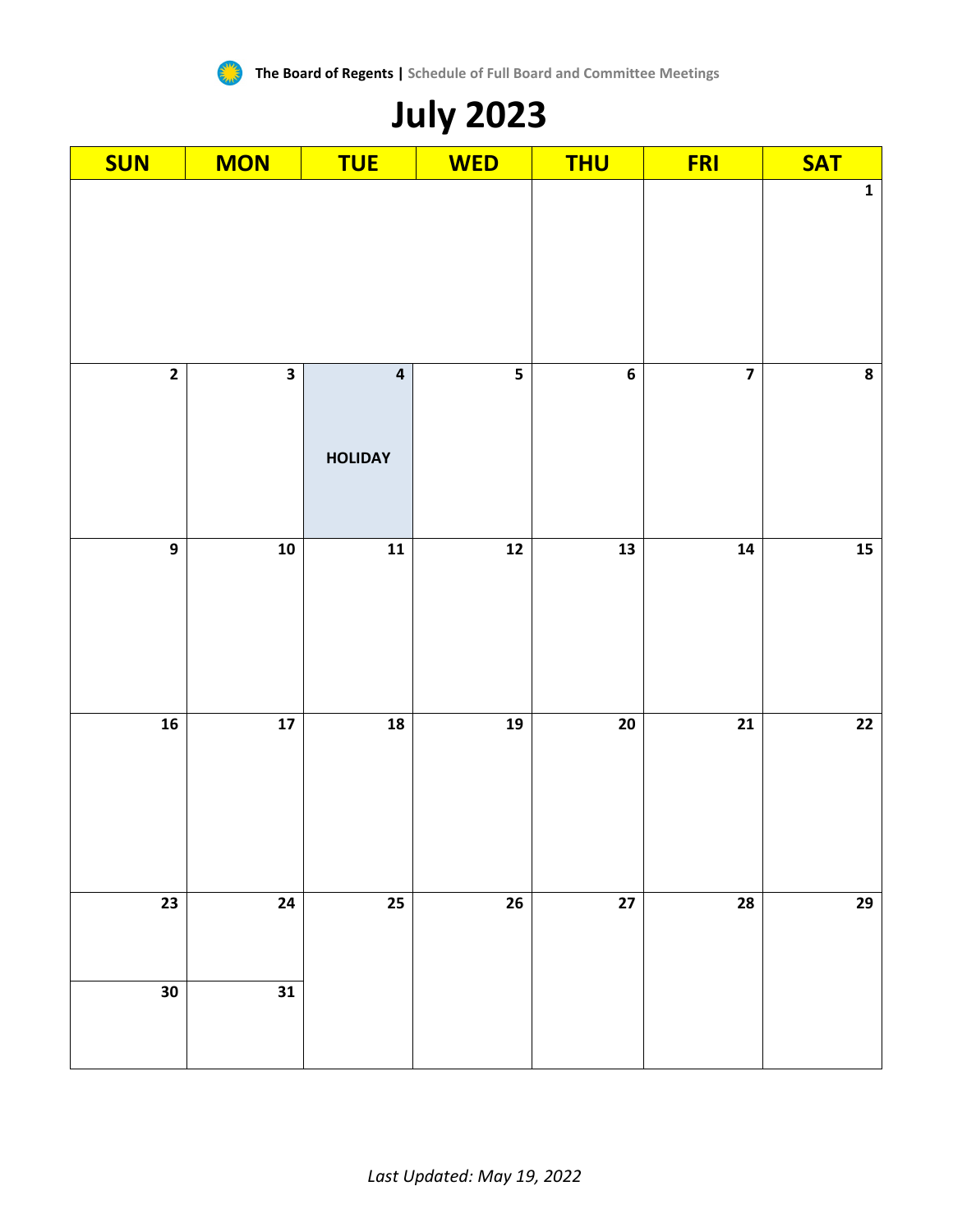**The Board of Regents |** Schedule of Full Board and Committee Meetings

# July 2023

| SUN | MON | TUE | WED | THU | FRI | SAT |
|---|---|---|---|---|---|---|
| | | | | | | 1 |
| 2 | 3 | 4 HOLIDAY | 5 | 6 | 7 | 8 |
| 9 | 10 | 11 | 12 | 13 | 14 | 15 |
| 16 | 17 | 18 | 19 | 20 | 21 | 22 |
| 23 | 24 | 25 | 26 | 27 | 28 | 29 |
| 30 | 31 | | | | | |

*Last Updated: May 19, 2022*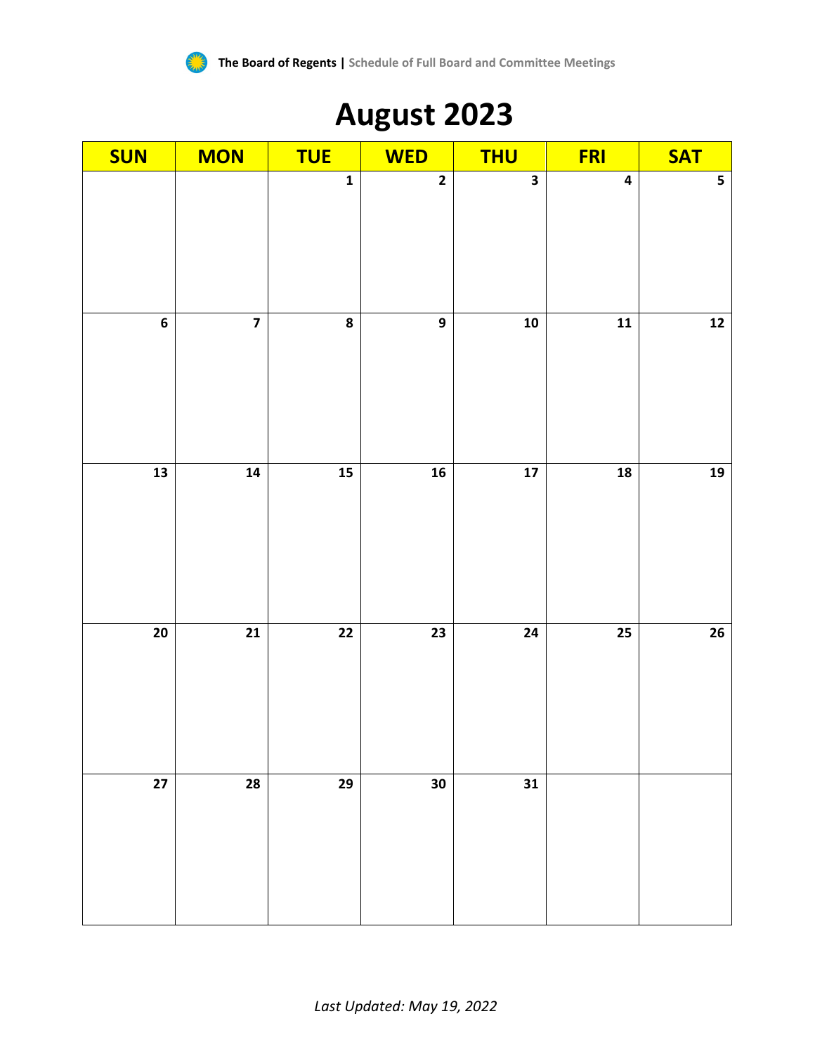# August 2023

| SUN | MON | TUE | WED | THU | FRI | SAT |
|---|---|---|---|---|---|---|
| | | 1 | 2 | 3 | 4 | 5 |
| 6 | 7 | 8 | 9 | 10 | 11 | 12 |
| 13 | 14 | 15 | 16 | 17 | 18 | 19 |
| 20 | 21 | 22 | 23 | 24 | 25 | 26 |
| 27 | 28 | 29 | 30 | 31 | | |

*Last Updated: May 19, 2022*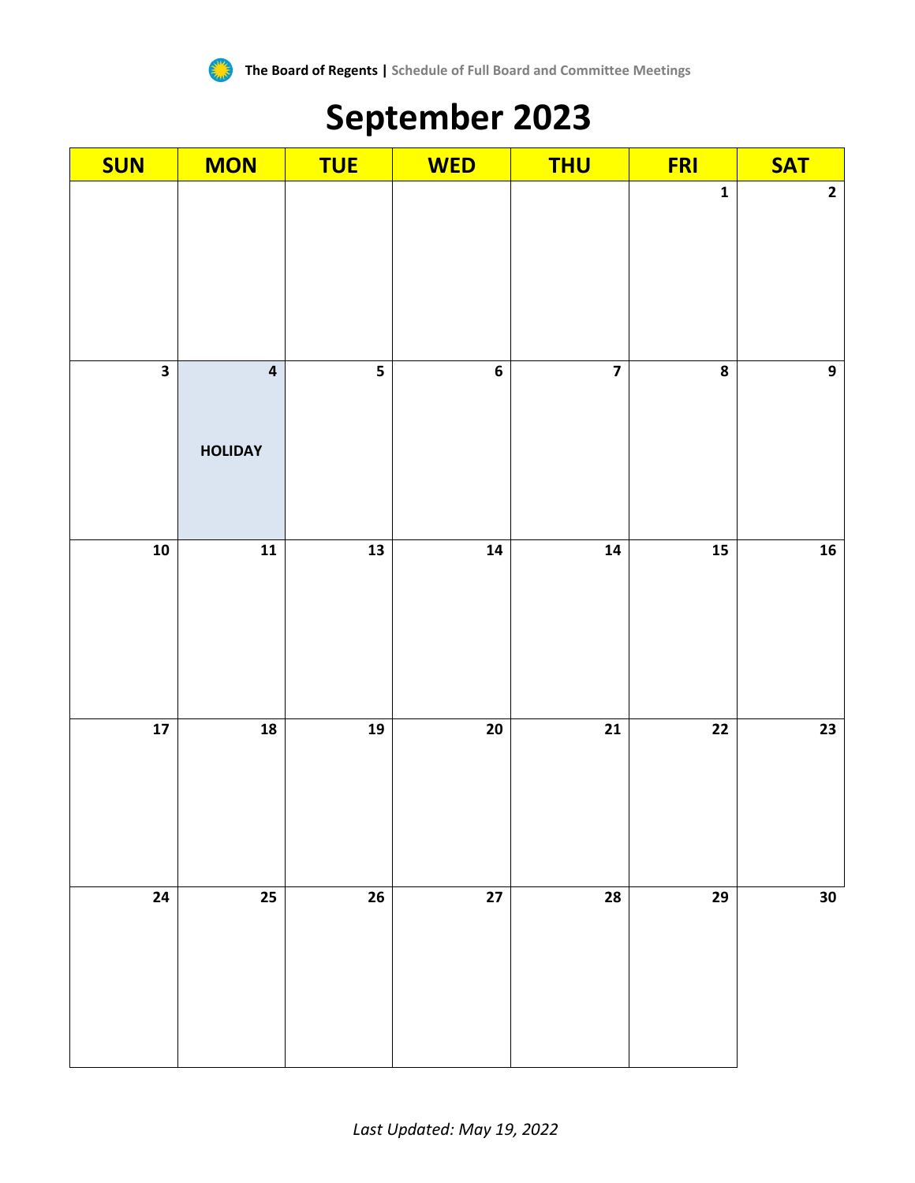The Board of Regents | Schedule of Full Board and Committee Meetings

# September 2023

| SUN | MON | TUE | WED | THU | FRI | SAT |
|---|---|---|---|---|---|---|
| | | | | | 1 | 2 |
| 3 | 4<br>HOLIDAY | 5 | 6 | 7 | 8 | 9 |
| 10 | 11 | 13 | 14 | 14 | 15 | 16 |
| 17 | 18 | 19 | 20 | 21 | 22 | 23 |
| 24 | 25 | 26 | 27 | 28 | 29 | 30 |

*Last Updated: May 19, 2022*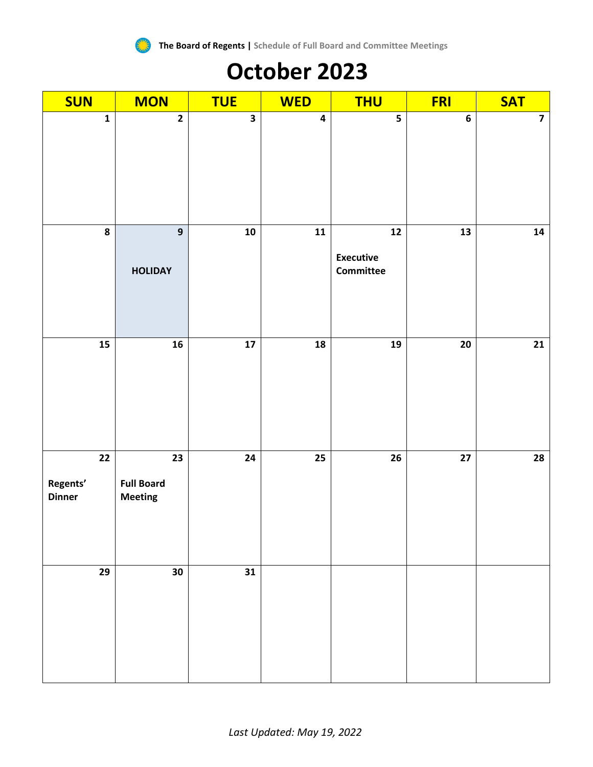**The Board of Regents |** Schedule of Full Board and Committee Meetings

# October 2023

| SUN | MON | TUE | WED | THU | FRI | SAT |
|---|---|---|---|---|---|---|
| 1 | 2 | 3 | 4 | 5 | 6 | 7 |
| 8 | 9 **HOLIDAY** | 10 | 11 | 12 **Executive Committee** | 13 | 14 |
| 15 | 16 | 17 | 18 | 19 | 20 | 21 |
| 22 **Regents' Dinner** | 23 **Full Board Meeting** | 24 | 25 | 26 | 27 | 28 |
| 29 | 30 | 31 | | | | |

*Last Updated: May 19, 2022*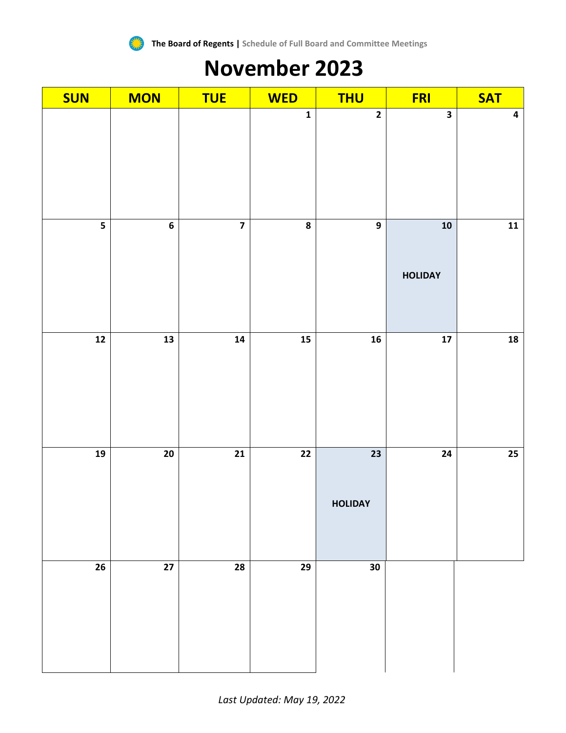The Board of Regents | Schedule of Full Board and Committee Meetings

# November 2023

| SUN | MON | TUE | WED | THU | FRI | SAT |
|---|---|---|---|---|---|---|
| | | | 1 | 2 | 3 | 4 |
| 5 | 6 | 7 | 8 | 9 | 10 HOLIDAY | 11 |
| 12 | 13 | 14 | 15 | 16 | 17 | 18 |
| 19 | 20 | 21 | 22 | 23 HOLIDAY | 24 | 25 |
| 26 | 27 | 28 | 29 | 30 | | |

*Last Updated: May 19, 2022*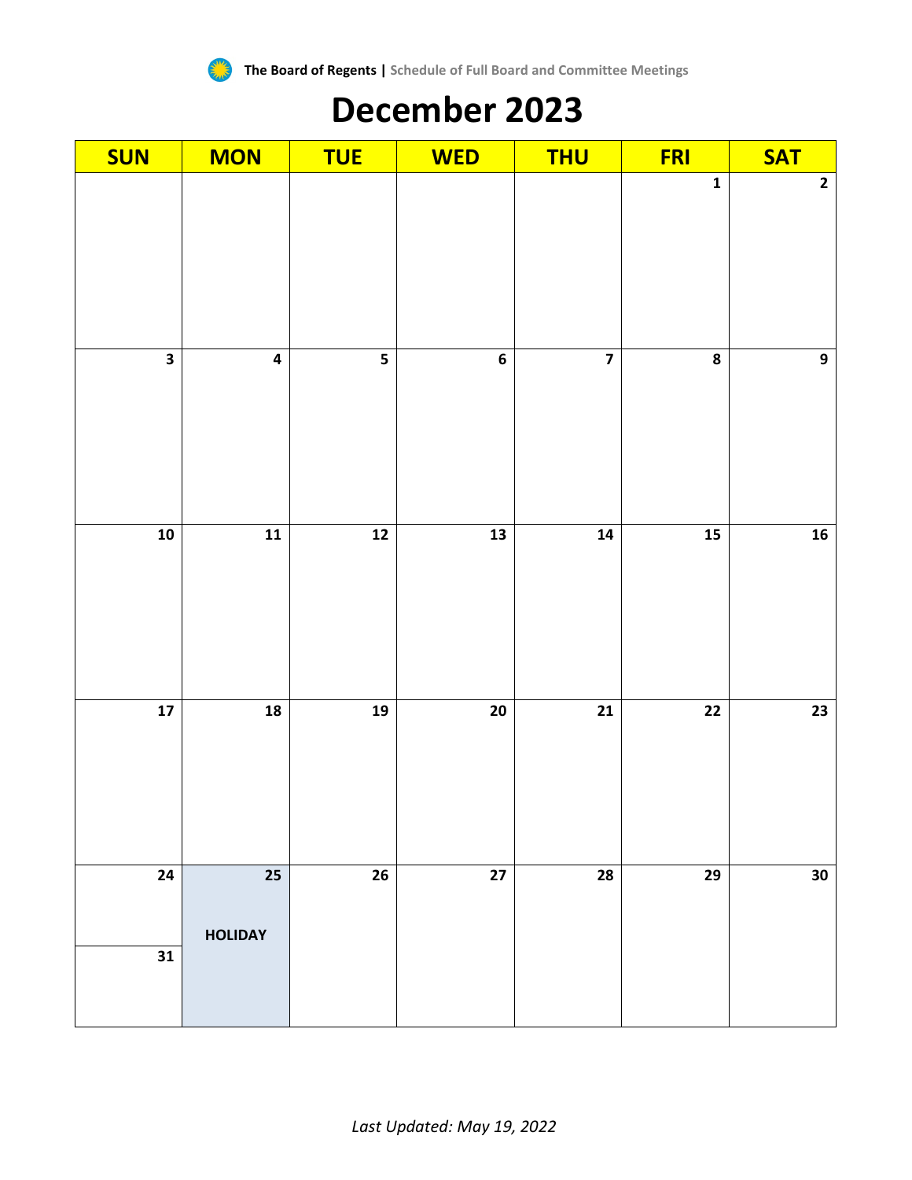# December 2023

| SUN | MON | TUE | WED | THU | FRI | SAT |
|---|---|---|---|---|---|---|
| | | | | | 1 | 2 |
| 3 | 4 | 5 | 6 | 7 | 8 | 9 |
| 10 | 11 | 12 | 13 | 14 | 15 | 16 |
| 17 | 18 | 19 | 20 | 21 | 22 | 23 |
| 24 / 31 | 25 HOLIDAY | 26 | 27 | 28 | 29 | 30 |

*Last Updated: May 19, 2022*